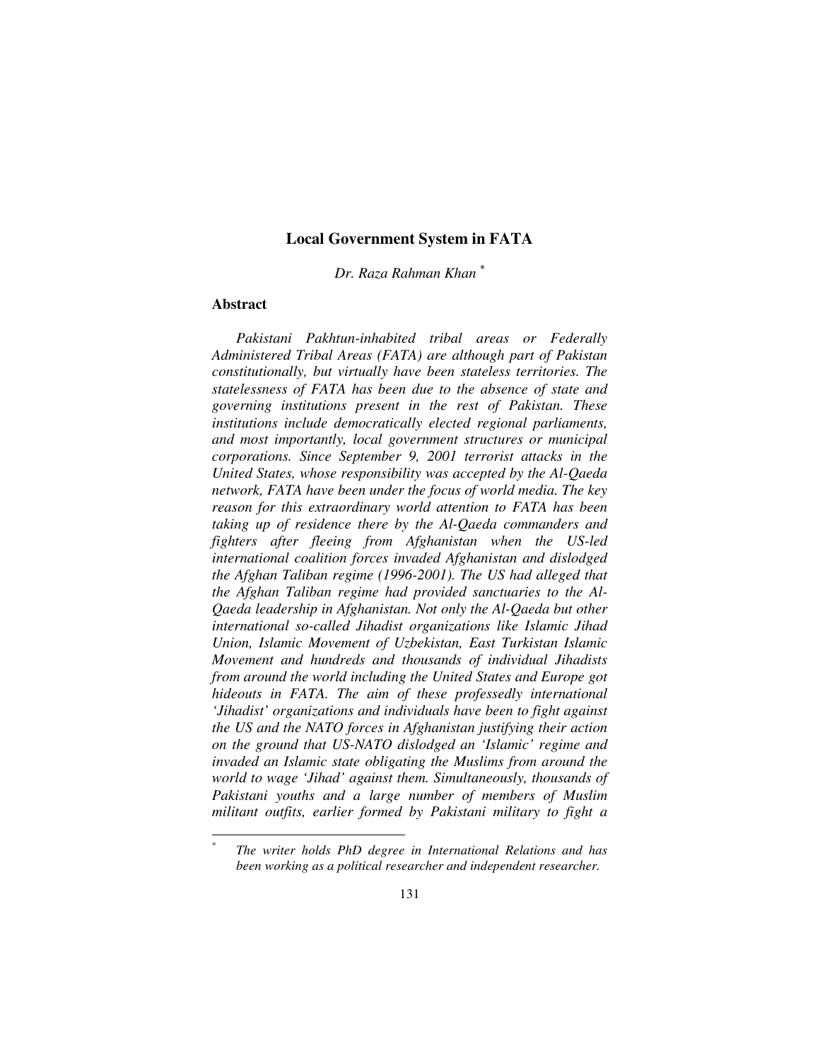# Local Government System in FATA

*Dr. Raza Rahman Khan* [*]

## Abstract

*Pakistani Pakhtun-inhabited tribal areas or Federally Administered Tribal Areas (FATA) are although part of Pakistan constitutionally, but virtually have been stateless territories. The statelessness of FATA has been due to the absence of state and governing institutions present in the rest of Pakistan. These institutions include democratically elected regional parliaments, and most importantly, local government structures or municipal corporations. Since September 9, 2001 terrorist attacks in the United States, whose responsibility was accepted by the Al-Qaeda network, FATA have been under the focus of world media. The key reason for this extraordinary world attention to FATA has been taking up of residence there by the Al-Qaeda commanders and fighters after fleeing from Afghanistan when the US-led international coalition forces invaded Afghanistan and dislodged the Afghan Taliban regime (1996-2001). The US had alleged that the Afghan Taliban regime had provided sanctuaries to the Al-Qaeda leadership in Afghanistan. Not only the Al-Qaeda but other international so-called Jihadist organizations like Islamic Jihad Union, Islamic Movement of Uzbekistan, East Turkistan Islamic Movement and hundreds and thousands of individual Jihadists from around the world including the United States and Europe got hideouts in FATA. The aim of these professedly international 'Jihadist' organizations and individuals have been to fight against the US and the NATO forces in Afghanistan justifying their action on the ground that US-NATO dislodged an 'Islamic' regime and invaded an Islamic state obligating the Muslims from around the world to wage 'Jihad' against them. Simultaneously, thousands of Pakistani youths and a large number of members of Muslim militant outfits, earlier formed by Pakistani military to fight a*

---

[*] *The writer holds PhD degree in International Relations and has been working as a political researcher and independent researcher.*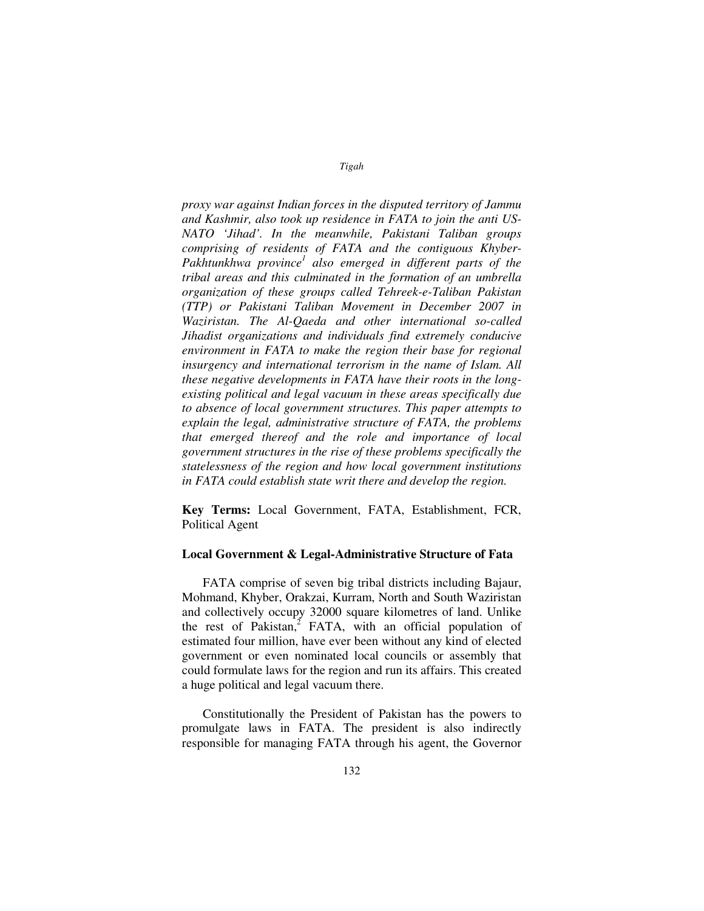*proxy war against Indian forces in the disputed territory of Jammu and Kashmir, also took up residence in FATA to join the anti US-NATO 'Jihad'. In the meanwhile, Pakistani Taliban groups comprising of residents of FATA and the contiguous Khyber-Pakhtunkhwa province[1] also emerged in different parts of the tribal areas and this culminated in the formation of an umbrella organization of these groups called Tehreek-e-Taliban Pakistan (TTP) or Pakistani Taliban Movement in December 2007 in Waziristan. The Al-Qaeda and other international so-called Jihadist organizations and individuals find extremely conducive environment in FATA to make the region their base for regional insurgency and international terrorism in the name of Islam. All these negative developments in FATA have their roots in the long-existing political and legal vacuum in these areas specifically due to absence of local government structures. This paper attempts to explain the legal, administrative structure of FATA, the problems that emerged thereof and the role and importance of local government structures in the rise of these problems specifically the statelessness of the region and how local government institutions in FATA could establish state writ there and develop the region.*

**Key Terms:** Local Government, FATA, Establishment, FCR, Political Agent

## Local Government & Legal-Administrative Structure of Fata

FATA comprise of seven big tribal districts including Bajaur, Mohmand, Khyber, Orakzai, Kurram, North and South Waziristan and collectively occupy 32000 square kilometres of land. Unlike the rest of Pakistan,[2] FATA, with an official population of estimated four million, have ever been without any kind of elected government or even nominated local councils or assembly that could formulate laws for the region and run its affairs. This created a huge political and legal vacuum there.

Constitutionally the President of Pakistan has the powers to promulgate laws in FATA. The president is also indirectly responsible for managing FATA through his agent, the Governor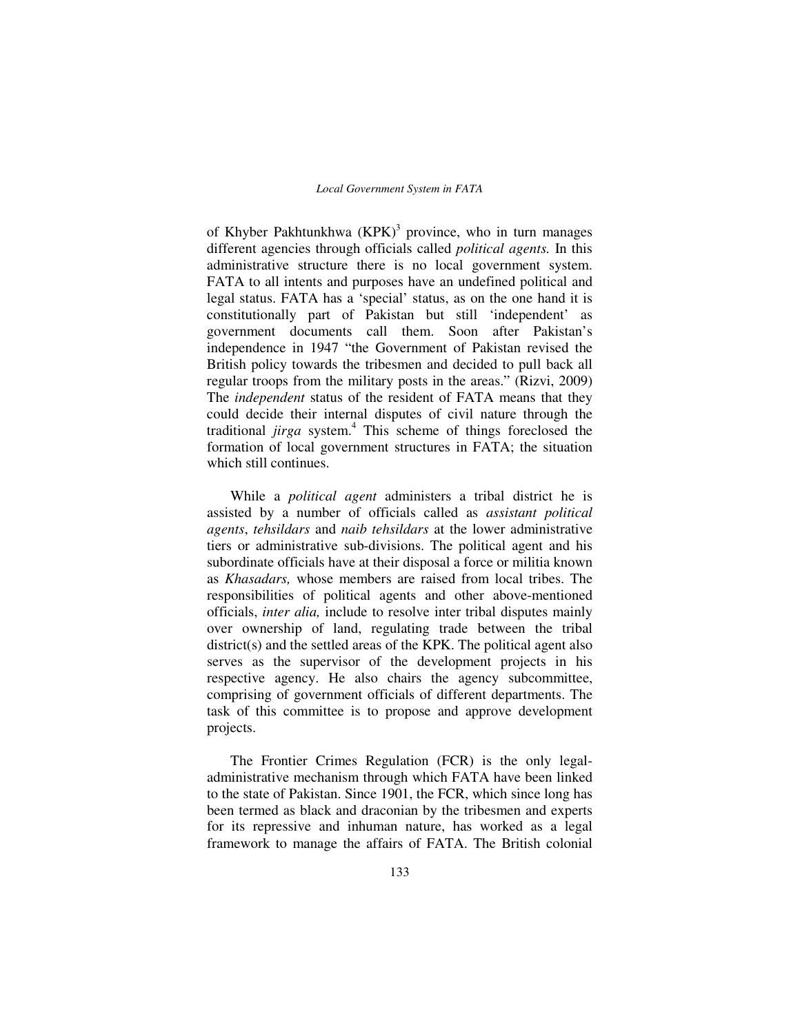of Khyber Pakhtunkhwa (KPK)[3] province, who in turn manages different agencies through officials called *political agents.* In this administrative structure there is no local government system. FATA to all intents and purposes have an undefined political and legal status. FATA has a 'special' status, as on the one hand it is constitutionally part of Pakistan but still 'independent' as government documents call them. Soon after Pakistan's independence in 1947 "the Government of Pakistan revised the British policy towards the tribesmen and decided to pull back all regular troops from the military posts in the areas." (Rizvi, 2009) The *independent* status of the resident of FATA means that they could decide their internal disputes of civil nature through the traditional *jirga* system.[4] This scheme of things foreclosed the formation of local government structures in FATA; the situation which still continues.

While a *political agent* administers a tribal district he is assisted by a number of officials called as *assistant political agents*, *tehsildars* and *naib tehsildars* at the lower administrative tiers or administrative sub-divisions. The political agent and his subordinate officials have at their disposal a force or militia known as *Khasadars,* whose members are raised from local tribes. The responsibilities of political agents and other above-mentioned officials, *inter alia,* include to resolve inter tribal disputes mainly over ownership of land, regulating trade between the tribal district(s) and the settled areas of the KPK. The political agent also serves as the supervisor of the development projects in his respective agency. He also chairs the agency subcommittee, comprising of government officials of different departments. The task of this committee is to propose and approve development projects.

The Frontier Crimes Regulation (FCR) is the only legal-administrative mechanism through which FATA have been linked to the state of Pakistan. Since 1901, the FCR, which since long has been termed as black and draconian by the tribesmen and experts for its repressive and inhuman nature, has worked as a legal framework to manage the affairs of FATA. The British colonial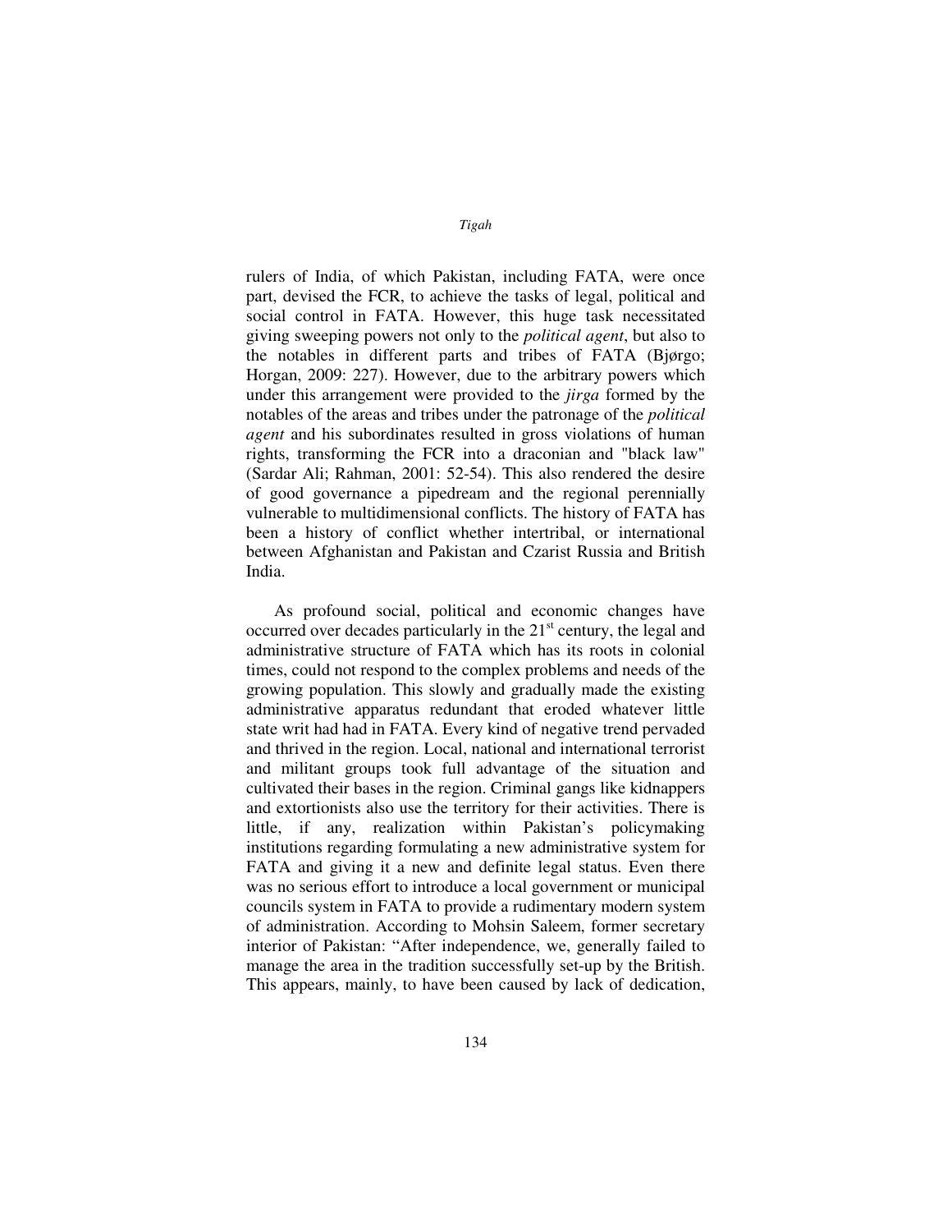rulers of India, of which Pakistan, including FATA, were once part, devised the FCR, to achieve the tasks of legal, political and social control in FATA. However, this huge task necessitated giving sweeping powers not only to the *political agent*, but also to the notables in different parts and tribes of FATA (Bjørgo; Horgan, 2009: 227). However, due to the arbitrary powers which under this arrangement were provided to the *jirga* formed by the notables of the areas and tribes under the patronage of the *political agent* and his subordinates resulted in gross violations of human rights, transforming the FCR into a draconian and "black law" (Sardar Ali; Rahman, 2001: 52-54). This also rendered the desire of good governance a pipedream and the regional perennially vulnerable to multidimensional conflicts. The history of FATA has been a history of conflict whether intertribal, or international between Afghanistan and Pakistan and Czarist Russia and British India.

As profound social, political and economic changes have occurred over decades particularly in the 21st century, the legal and administrative structure of FATA which has its roots in colonial times, could not respond to the complex problems and needs of the growing population. This slowly and gradually made the existing administrative apparatus redundant that eroded whatever little state writ had had in FATA. Every kind of negative trend pervaded and thrived in the region. Local, national and international terrorist and militant groups took full advantage of the situation and cultivated their bases in the region. Criminal gangs like kidnappers and extortionists also use the territory for their activities. There is little, if any, realization within Pakistan's policymaking institutions regarding formulating a new administrative system for FATA and giving it a new and definite legal status. Even there was no serious effort to introduce a local government or municipal councils system in FATA to provide a rudimentary modern system of administration. According to Mohsin Saleem, former secretary interior of Pakistan: "After independence, we, generally failed to manage the area in the tradition successfully set-up by the British. This appears, mainly, to have been caused by lack of dedication,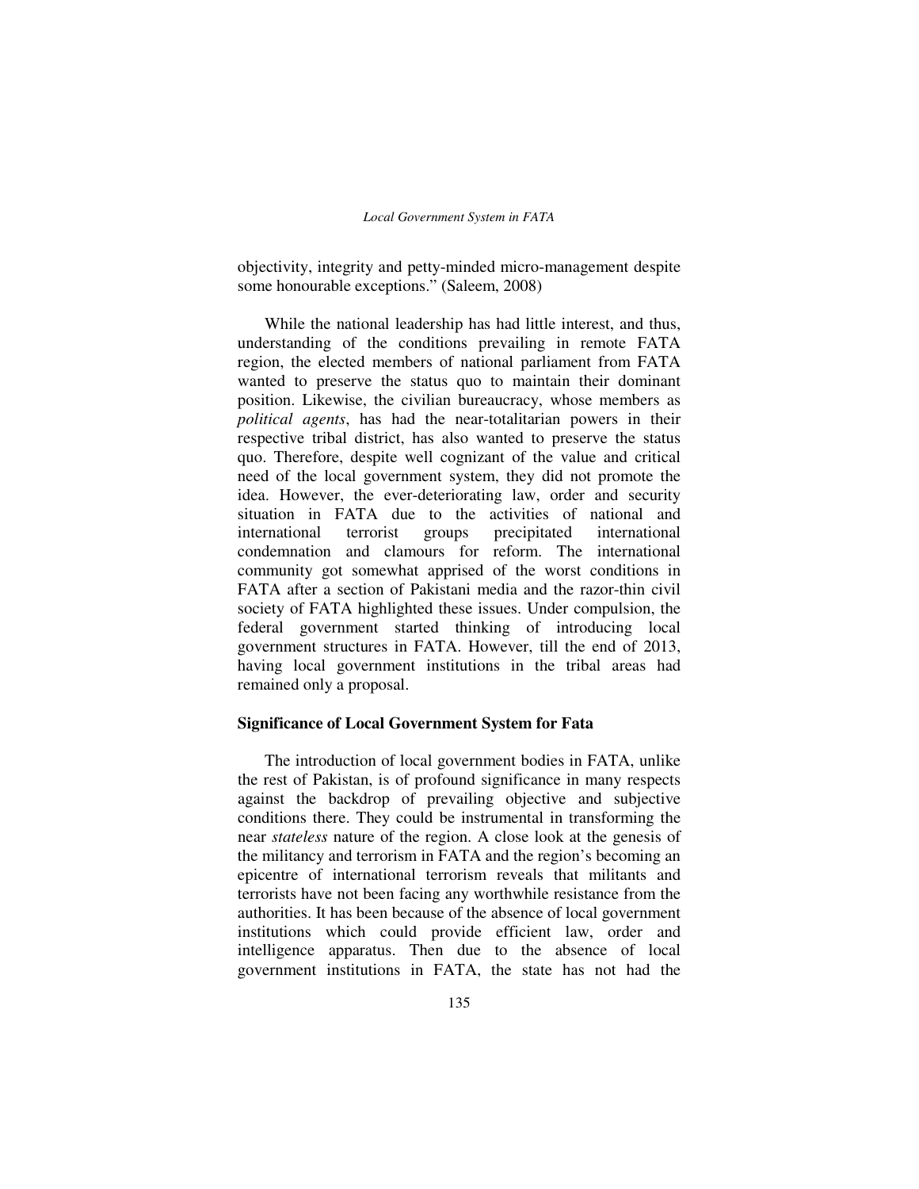objectivity, integrity and petty-minded micro-management despite some honourable exceptions." (Saleem, 2008)

While the national leadership has had little interest, and thus, understanding of the conditions prevailing in remote FATA region, the elected members of national parliament from FATA wanted to preserve the status quo to maintain their dominant position. Likewise, the civilian bureaucracy, whose members as *political agents*, has had the near-totalitarian powers in their respective tribal district, has also wanted to preserve the status quo. Therefore, despite well cognizant of the value and critical need of the local government system, they did not promote the idea. However, the ever-deteriorating law, order and security situation in FATA due to the activities of national and international terrorist groups precipitated international condemnation and clamours for reform. The international community got somewhat apprised of the worst conditions in FATA after a section of Pakistani media and the razor-thin civil society of FATA highlighted these issues. Under compulsion, the federal government started thinking of introducing local government structures in FATA. However, till the end of 2013, having local government institutions in the tribal areas had remained only a proposal.

### Significance of Local Government System for Fata

The introduction of local government bodies in FATA, unlike the rest of Pakistan, is of profound significance in many respects against the backdrop of prevailing objective and subjective conditions there. They could be instrumental in transforming the near *stateless* nature of the region. A close look at the genesis of the militancy and terrorism in FATA and the region's becoming an epicentre of international terrorism reveals that militants and terrorists have not been facing any worthwhile resistance from the authorities. It has been because of the absence of local government institutions which could provide efficient law, order and intelligence apparatus. Then due to the absence of local government institutions in FATA, the state has not had the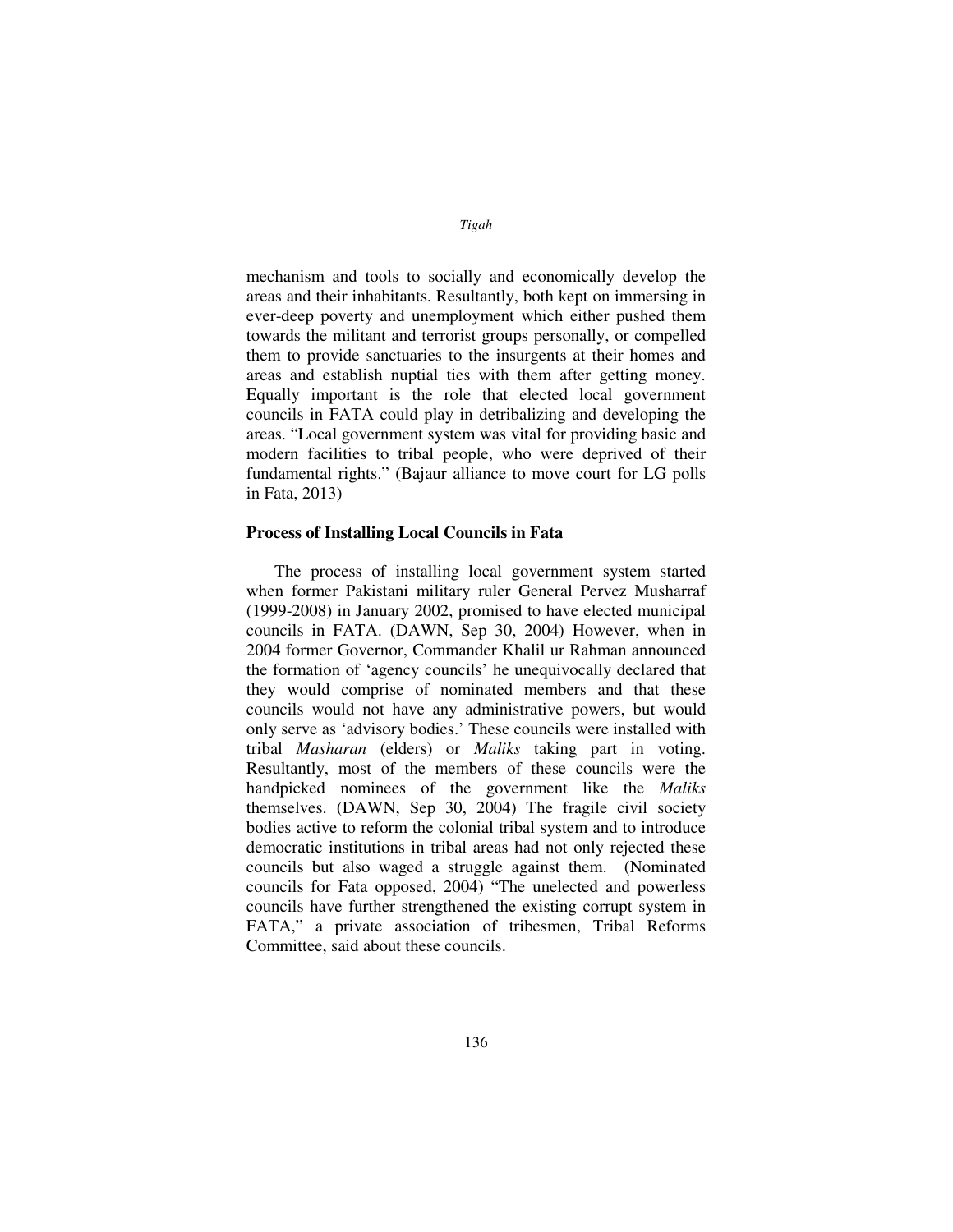mechanism and tools to socially and economically develop the areas and their inhabitants. Resultantly, both kept on immersing in ever-deep poverty and unemployment which either pushed them towards the militant and terrorist groups personally, or compelled them to provide sanctuaries to the insurgents at their homes and areas and establish nuptial ties with them after getting money. Equally important is the role that elected local government councils in FATA could play in detribalizing and developing the areas. "Local government system was vital for providing basic and modern facilities to tribal people, who were deprived of their fundamental rights." (Bajaur alliance to move court for LG polls in Fata, 2013)

**Process of Installing Local Councils in Fata**

The process of installing local government system started when former Pakistani military ruler General Pervez Musharraf (1999-2008) in January 2002, promised to have elected municipal councils in FATA. (DAWN, Sep 30, 2004) However, when in 2004 former Governor, Commander Khalil ur Rahman announced the formation of 'agency councils' he unequivocally declared that they would comprise of nominated members and that these councils would not have any administrative powers, but would only serve as 'advisory bodies.' These councils were installed with tribal *Masharan* (elders) or *Maliks* taking part in voting. Resultantly, most of the members of these councils were the handpicked nominees of the government like the *Maliks* themselves. (DAWN, Sep 30, 2004) The fragile civil society bodies active to reform the colonial tribal system and to introduce democratic institutions in tribal areas had not only rejected these councils but also waged a struggle against them. (Nominated councils for Fata opposed, 2004) "The unelected and powerless councils have further strengthened the existing corrupt system in FATA," a private association of tribesmen, Tribal Reforms Committee, said about these councils.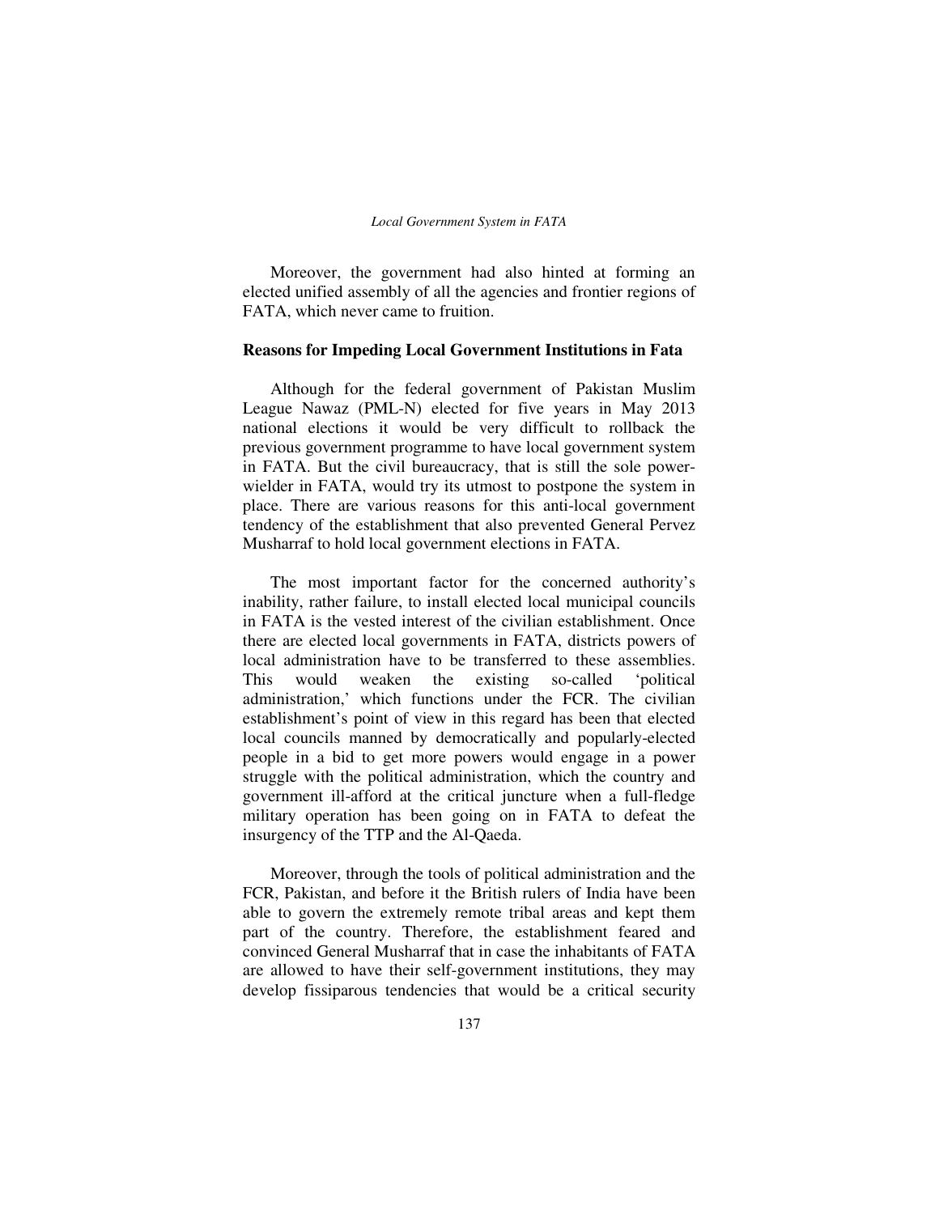Moreover, the government had also hinted at forming an elected unified assembly of all the agencies and frontier regions of FATA, which never came to fruition.

### Reasons for Impeding Local Government Institutions in Fata

Although for the federal government of Pakistan Muslim League Nawaz (PML-N) elected for five years in May 2013 national elections it would be very difficult to rollback the previous government programme to have local government system in FATA. But the civil bureaucracy, that is still the sole power-wielder in FATA, would try its utmost to postpone the system in place. There are various reasons for this anti-local government tendency of the establishment that also prevented General Pervez Musharraf to hold local government elections in FATA.

The most important factor for the concerned authority's inability, rather failure, to install elected local municipal councils in FATA is the vested interest of the civilian establishment. Once there are elected local governments in FATA, districts powers of local administration have to be transferred to these assemblies. This would weaken the existing so-called 'political administration,' which functions under the FCR. The civilian establishment's point of view in this regard has been that elected local councils manned by democratically and popularly-elected people in a bid to get more powers would engage in a power struggle with the political administration, which the country and government ill-afford at the critical juncture when a full-fledge military operation has been going on in FATA to defeat the insurgency of the TTP and the Al-Qaeda.

Moreover, through the tools of political administration and the FCR, Pakistan, and before it the British rulers of India have been able to govern the extremely remote tribal areas and kept them part of the country. Therefore, the establishment feared and convinced General Musharraf that in case the inhabitants of FATA are allowed to have their self-government institutions, they may develop fissiparous tendencies that would be a critical security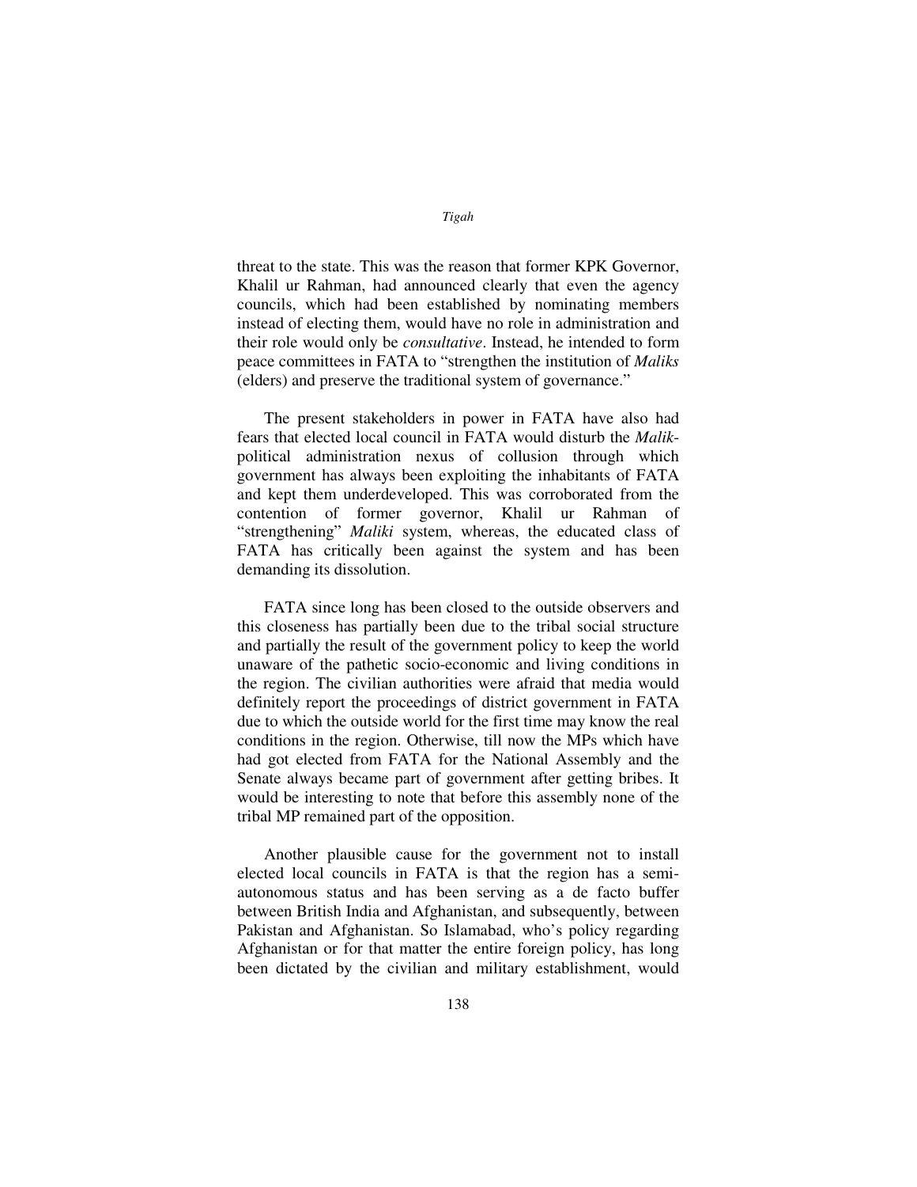threat to the state. This was the reason that former KPK Governor, Khalil ur Rahman, had announced clearly that even the agency councils, which had been established by nominating members instead of electing them, would have no role in administration and their role would only be *consultative*. Instead, he intended to form peace committees in FATA to "strengthen the institution of *Maliks* (elders) and preserve the traditional system of governance."

The present stakeholders in power in FATA have also had fears that elected local council in FATA would disturb the *Malik*-political administration nexus of collusion through which government has always been exploiting the inhabitants of FATA and kept them underdeveloped. This was corroborated from the contention of former governor, Khalil ur Rahman of "strengthening" *Maliki* system, whereas, the educated class of FATA has critically been against the system and has been demanding its dissolution.

FATA since long has been closed to the outside observers and this closeness has partially been due to the tribal social structure and partially the result of the government policy to keep the world unaware of the pathetic socio-economic and living conditions in the region. The civilian authorities were afraid that media would definitely report the proceedings of district government in FATA due to which the outside world for the first time may know the real conditions in the region. Otherwise, till now the MPs which have had got elected from FATA for the National Assembly and the Senate always became part of government after getting bribes. It would be interesting to note that before this assembly none of the tribal MP remained part of the opposition.

Another plausible cause for the government not to install elected local councils in FATA is that the region has a semi-autonomous status and has been serving as a de facto buffer between British India and Afghanistan, and subsequently, between Pakistan and Afghanistan. So Islamabad, who's policy regarding Afghanistan or for that matter the entire foreign policy, has long been dictated by the civilian and military establishment, would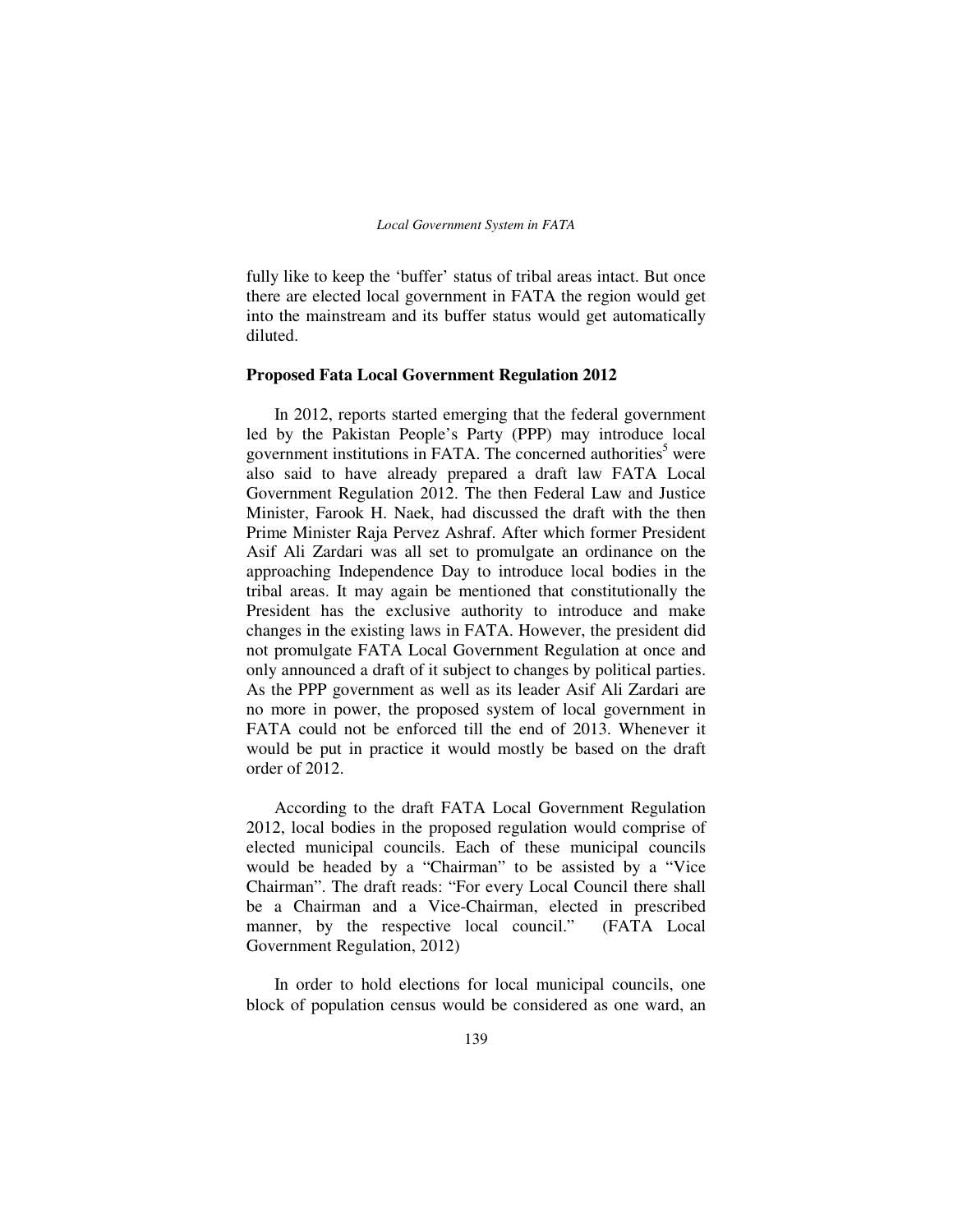fully like to keep the 'buffer' status of tribal areas intact. But once there are elected local government in FATA the region would get into the mainstream and its buffer status would get automatically diluted.

### Proposed Fata Local Government Regulation 2012

In 2012, reports started emerging that the federal government led by the Pakistan People's Party (PPP) may introduce local government institutions in FATA. The concerned authorities[5] were also said to have already prepared a draft law FATA Local Government Regulation 2012. The then Federal Law and Justice Minister, Farook H. Naek, had discussed the draft with the then Prime Minister Raja Pervez Ashraf. After which former President Asif Ali Zardari was all set to promulgate an ordinance on the approaching Independence Day to introduce local bodies in the tribal areas. It may again be mentioned that constitutionally the President has the exclusive authority to introduce and make changes in the existing laws in FATA. However, the president did not promulgate FATA Local Government Regulation at once and only announced a draft of it subject to changes by political parties. As the PPP government as well as its leader Asif Ali Zardari are no more in power, the proposed system of local government in FATA could not be enforced till the end of 2013. Whenever it would be put in practice it would mostly be based on the draft order of 2012.

According to the draft FATA Local Government Regulation 2012, local bodies in the proposed regulation would comprise of elected municipal councils. Each of these municipal councils would be headed by a "Chairman" to be assisted by a "Vice Chairman". The draft reads: "For every Local Council there shall be a Chairman and a Vice-Chairman, elected in prescribed manner, by the respective local council." (FATA Local Government Regulation, 2012)

In order to hold elections for local municipal councils, one block of population census would be considered as one ward, an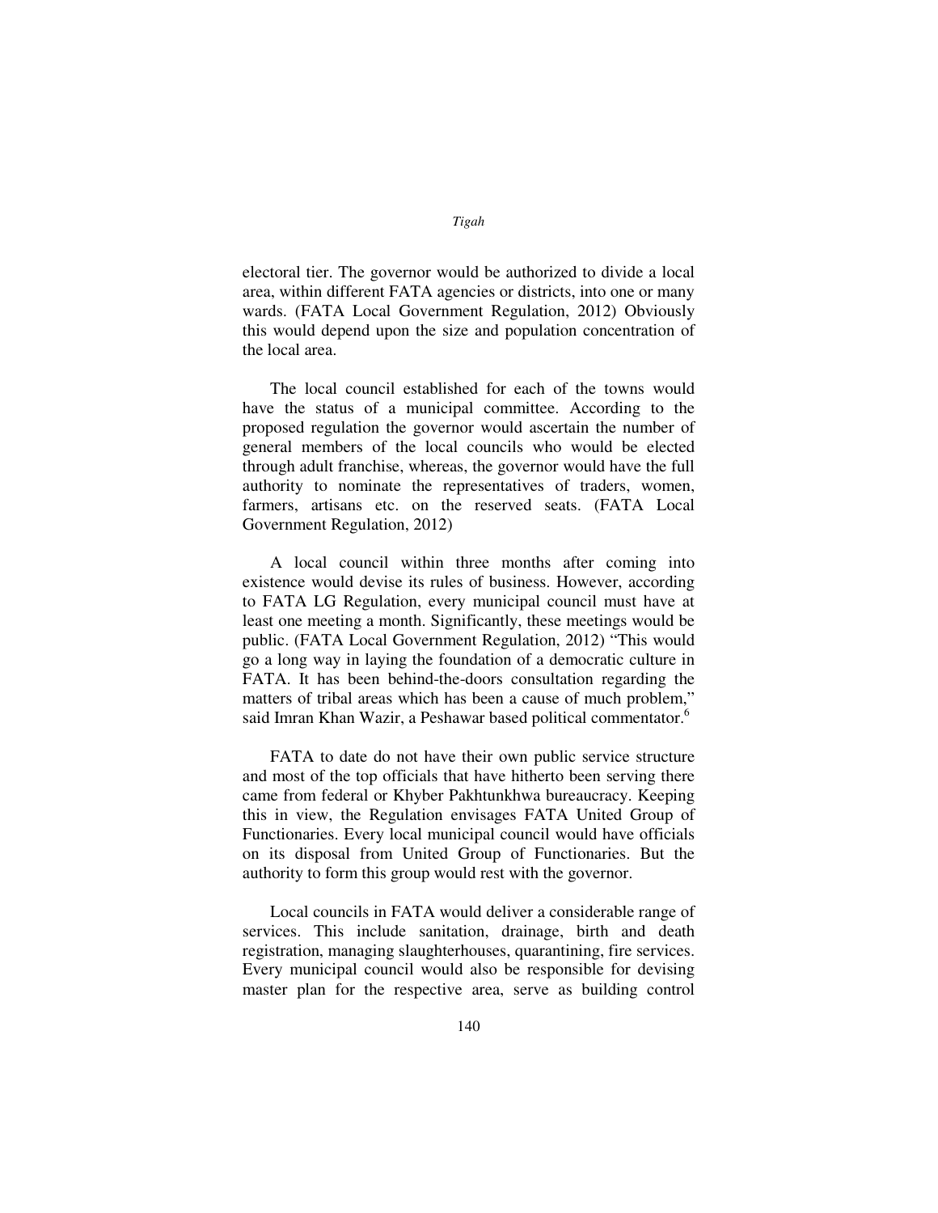electoral tier. The governor would be authorized to divide a local area, within different FATA agencies or districts, into one or many wards. (FATA Local Government Regulation, 2012) Obviously this would depend upon the size and population concentration of the local area.

The local council established for each of the towns would have the status of a municipal committee. According to the proposed regulation the governor would ascertain the number of general members of the local councils who would be elected through adult franchise, whereas, the governor would have the full authority to nominate the representatives of traders, women, farmers, artisans etc. on the reserved seats. (FATA Local Government Regulation, 2012)

A local council within three months after coming into existence would devise its rules of business. However, according to FATA LG Regulation, every municipal council must have at least one meeting a month. Significantly, these meetings would be public. (FATA Local Government Regulation, 2012) "This would go a long way in laying the foundation of a democratic culture in FATA. It has been behind-the-doors consultation regarding the matters of tribal areas which has been a cause of much problem," said Imran Khan Wazir, a Peshawar based political commentator.[6]

FATA to date do not have their own public service structure and most of the top officials that have hitherto been serving there came from federal or Khyber Pakhtunkhwa bureaucracy. Keeping this in view, the Regulation envisages FATA United Group of Functionaries. Every local municipal council would have officials on its disposal from United Group of Functionaries. But the authority to form this group would rest with the governor.

Local councils in FATA would deliver a considerable range of services. This include sanitation, drainage, birth and death registration, managing slaughterhouses, quarantining, fire services. Every municipal council would also be responsible for devising master plan for the respective area, serve as building control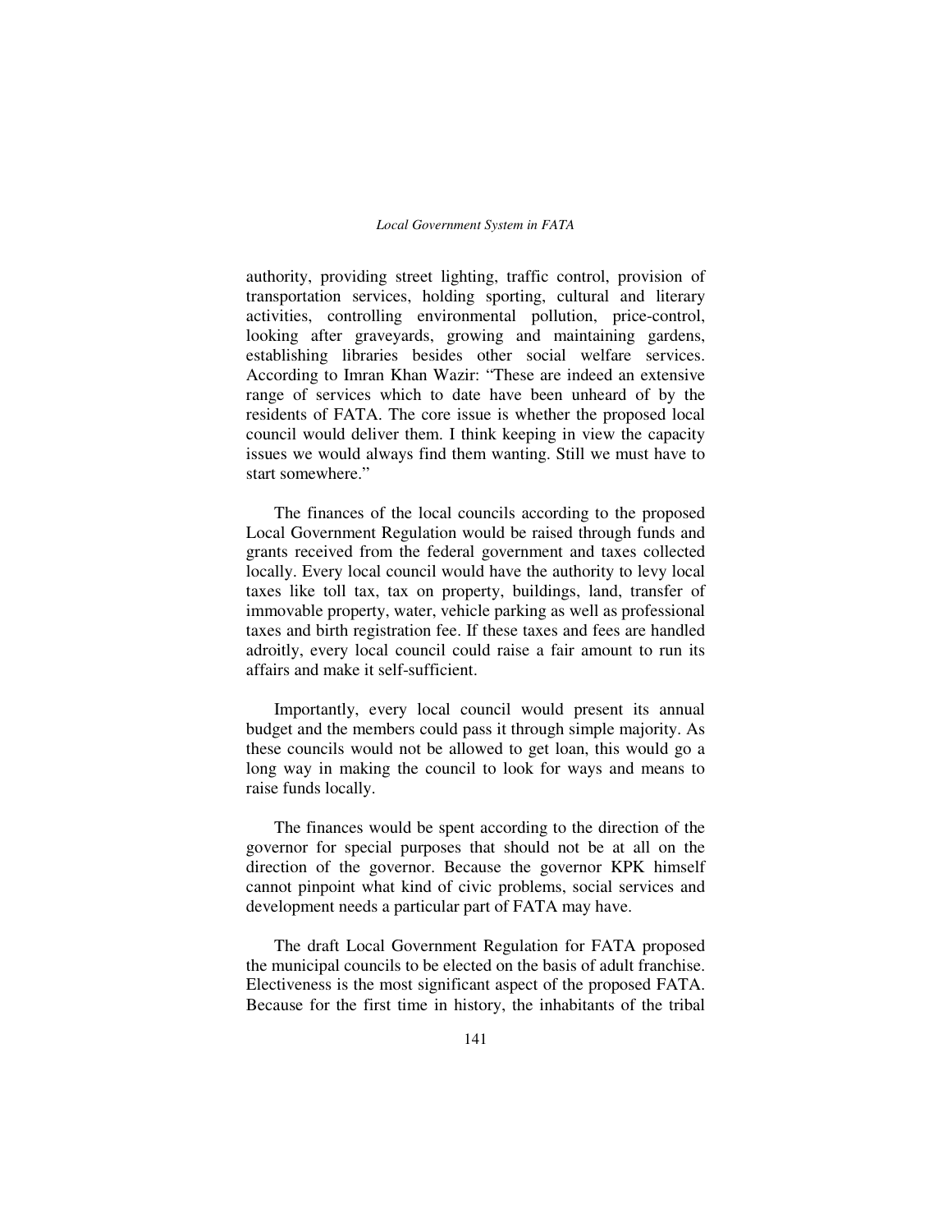authority, providing street lighting, traffic control, provision of transportation services, holding sporting, cultural and literary activities, controlling environmental pollution, price-control, looking after graveyards, growing and maintaining gardens, establishing libraries besides other social welfare services. According to Imran Khan Wazir: "These are indeed an extensive range of services which to date have been unheard of by the residents of FATA. The core issue is whether the proposed local council would deliver them. I think keeping in view the capacity issues we would always find them wanting. Still we must have to start somewhere."

The finances of the local councils according to the proposed Local Government Regulation would be raised through funds and grants received from the federal government and taxes collected locally. Every local council would have the authority to levy local taxes like toll tax, tax on property, buildings, land, transfer of immovable property, water, vehicle parking as well as professional taxes and birth registration fee. If these taxes and fees are handled adroitly, every local council could raise a fair amount to run its affairs and make it self-sufficient.

Importantly, every local council would present its annual budget and the members could pass it through simple majority. As these councils would not be allowed to get loan, this would go a long way in making the council to look for ways and means to raise funds locally.

The finances would be spent according to the direction of the governor for special purposes that should not be at all on the direction of the governor. Because the governor KPK himself cannot pinpoint what kind of civic problems, social services and development needs a particular part of FATA may have.

The draft Local Government Regulation for FATA proposed the municipal councils to be elected on the basis of adult franchise. Electiveness is the most significant aspect of the proposed FATA. Because for the first time in history, the inhabitants of the tribal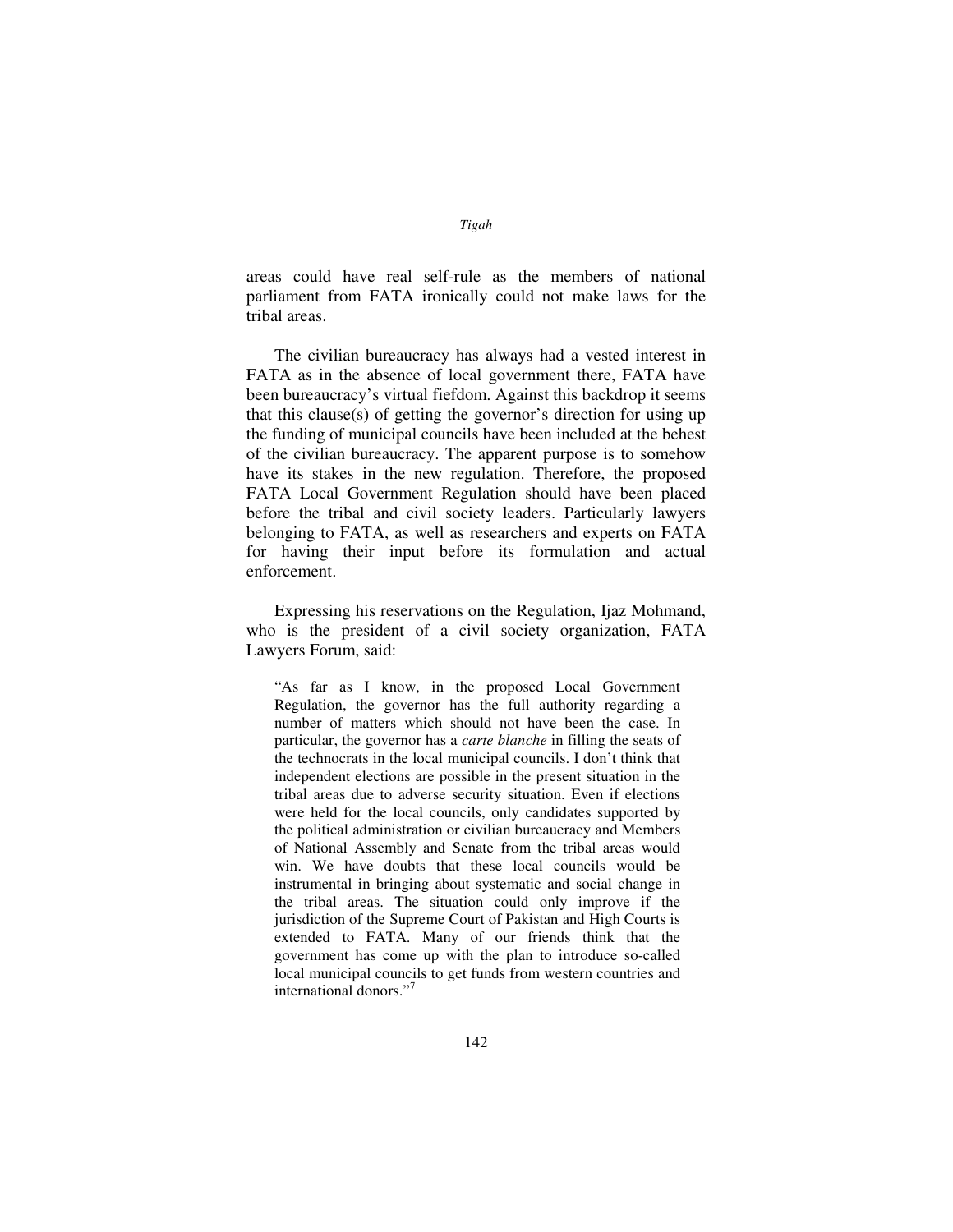areas could have real self-rule as the members of national parliament from FATA ironically could not make laws for the tribal areas.

The civilian bureaucracy has always had a vested interest in FATA as in the absence of local government there, FATA have been bureaucracy's virtual fiefdom. Against this backdrop it seems that this clause(s) of getting the governor's direction for using up the funding of municipal councils have been included at the behest of the civilian bureaucracy. The apparent purpose is to somehow have its stakes in the new regulation. Therefore, the proposed FATA Local Government Regulation should have been placed before the tribal and civil society leaders. Particularly lawyers belonging to FATA, as well as researchers and experts on FATA for having their input before its formulation and actual enforcement.

Expressing his reservations on the Regulation, Ijaz Mohmand, who is the president of a civil society organization, FATA Lawyers Forum, said:

> "As far as I know, in the proposed Local Government Regulation, the governor has the full authority regarding a number of matters which should not have been the case. In particular, the governor has a *carte blanche* in filling the seats of the technocrats in the local municipal councils. I don't think that independent elections are possible in the present situation in the tribal areas due to adverse security situation. Even if elections were held for the local councils, only candidates supported by the political administration or civilian bureaucracy and Members of National Assembly and Senate from the tribal areas would win. We have doubts that these local councils would be instrumental in bringing about systematic and social change in the tribal areas. The situation could only improve if the jurisdiction of the Supreme Court of Pakistan and High Courts is extended to FATA. Many of our friends think that the government has come up with the plan to introduce so-called local municipal councils to get funds from western countries and international donors."[7]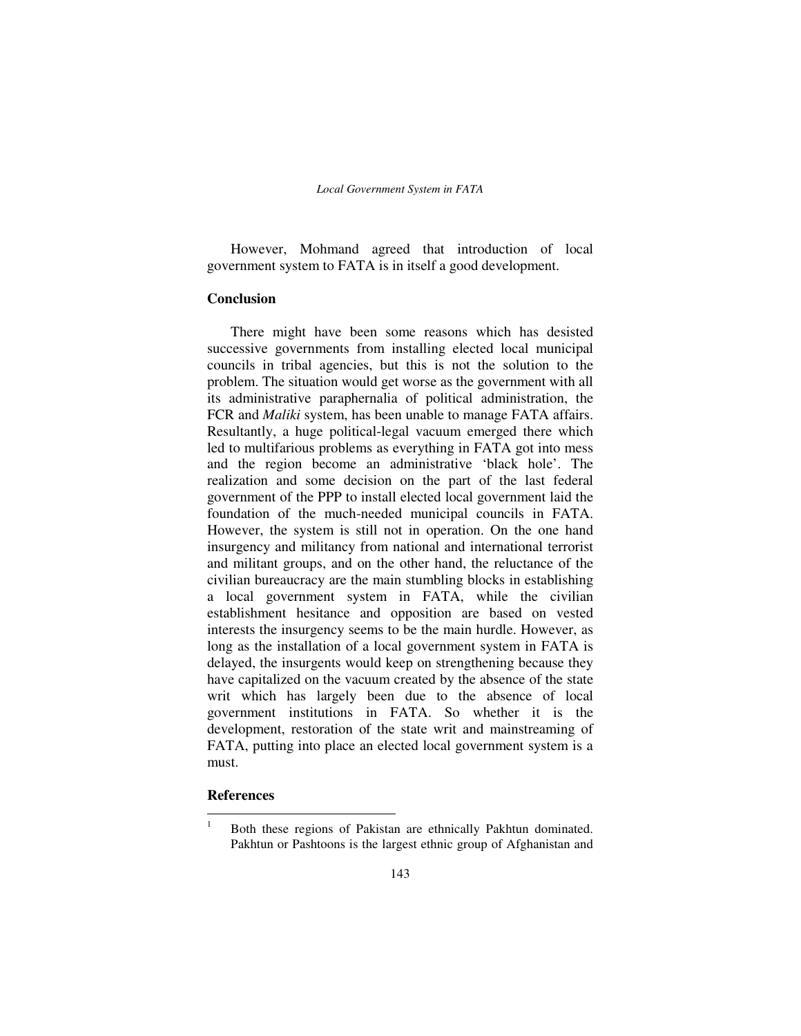However, Mohmand agreed that introduction of local government system to FATA is in itself a good development.

## Conclusion

There might have been some reasons which has desisted successive governments from installing elected local municipal councils in tribal agencies, but this is not the solution to the problem. The situation would get worse as the government with all its administrative paraphernalia of political administration, the FCR and *Maliki* system, has been unable to manage FATA affairs. Resultantly, a huge political-legal vacuum emerged there which led to multifarious problems as everything in FATA got into mess and the region become an administrative 'black hole'. The realization and some decision on the part of the last federal government of the PPP to install elected local government laid the foundation of the much-needed municipal councils in FATA. However, the system is still not in operation. On the one hand insurgency and militancy from national and international terrorist and militant groups, and on the other hand, the reluctance of the civilian bureaucracy are the main stumbling blocks in establishing a local government system in FATA, while the civilian establishment hesitance and opposition are based on vested interests the insurgency seems to be the main hurdle. However, as long as the installation of a local government system in FATA is delayed, the insurgents would keep on strengthening because they have capitalized on the vacuum created by the absence of the state writ which has largely been due to the absence of local government institutions in FATA. So whether it is the development, restoration of the state writ and mainstreaming of FATA, putting into place an elected local government system is a must.

## References

[1] Both these regions of Pakistan are ethnically Pakhtun dominated. Pakhtun or Pashtoons is the largest ethnic group of Afghanistan and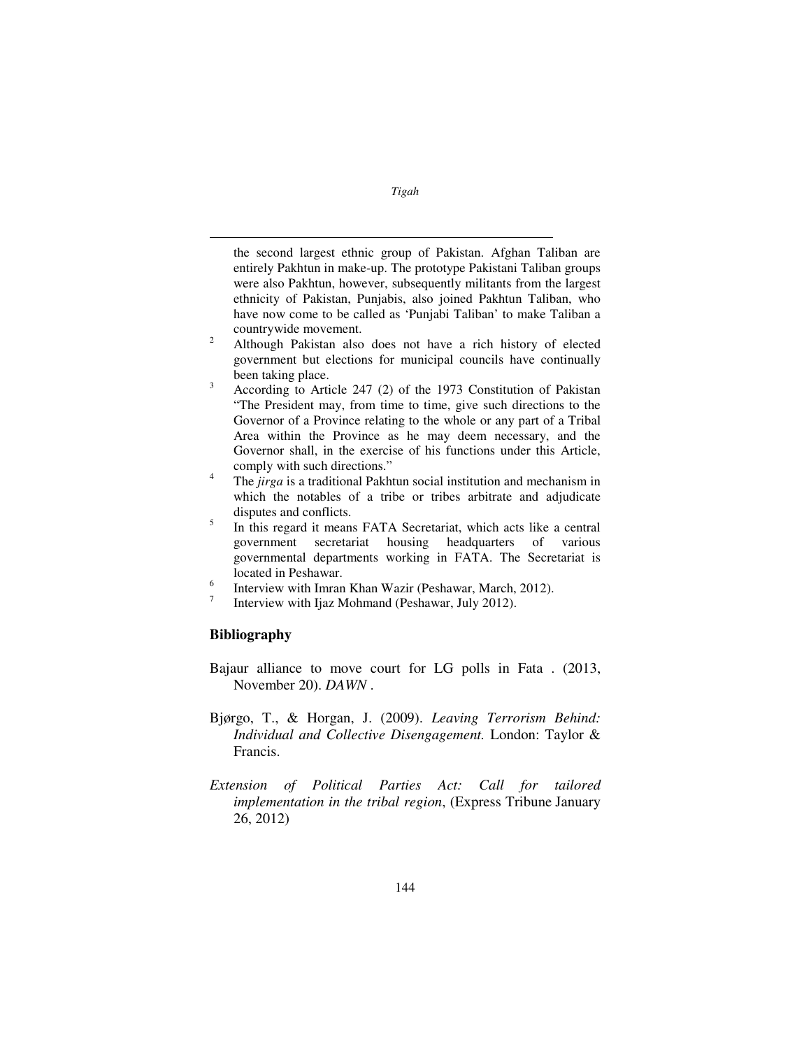the second largest ethnic group of Pakistan. Afghan Taliban are entirely Pakhtun in make-up. The prototype Pakistani Taliban groups were also Pakhtun, however, subsequently militants from the largest ethnicity of Pakistan, Punjabis, also joined Pakhtun Taliban, who have now come to be called as 'Punjabi Taliban' to make Taliban a countrywide movement.

[2] Although Pakistan also does not have a rich history of elected government but elections for municipal councils have continually been taking place.

[3] According to Article 247 (2) of the 1973 Constitution of Pakistan "The President may, from time to time, give such directions to the Governor of a Province relating to the whole or any part of a Tribal Area within the Province as he may deem necessary, and the Governor shall, in the exercise of his functions under this Article, comply with such directions."

[4] The *jirga* is a traditional Pakhtun social institution and mechanism in which the notables of a tribe or tribes arbitrate and adjudicate disputes and conflicts.

[5] In this regard it means FATA Secretariat, which acts like a central government secretariat housing headquarters of various governmental departments working in FATA. The Secretariat is located in Peshawar.

[6] Interview with Imran Khan Wazir (Peshawar, March, 2012).

[7] Interview with Ijaz Mohmand (Peshawar, July 2012).

## Bibliography

Bajaur alliance to move court for LG polls in Fata . (2013, November 20). *DAWN* .

Bjørgo, T., & Horgan, J. (2009). *Leaving Terrorism Behind: Individual and Collective Disengagement.* London: Taylor & Francis.

*Extension of Political Parties Act: Call for tailored implementation in the tribal region*, (Express Tribune January 26, 2012)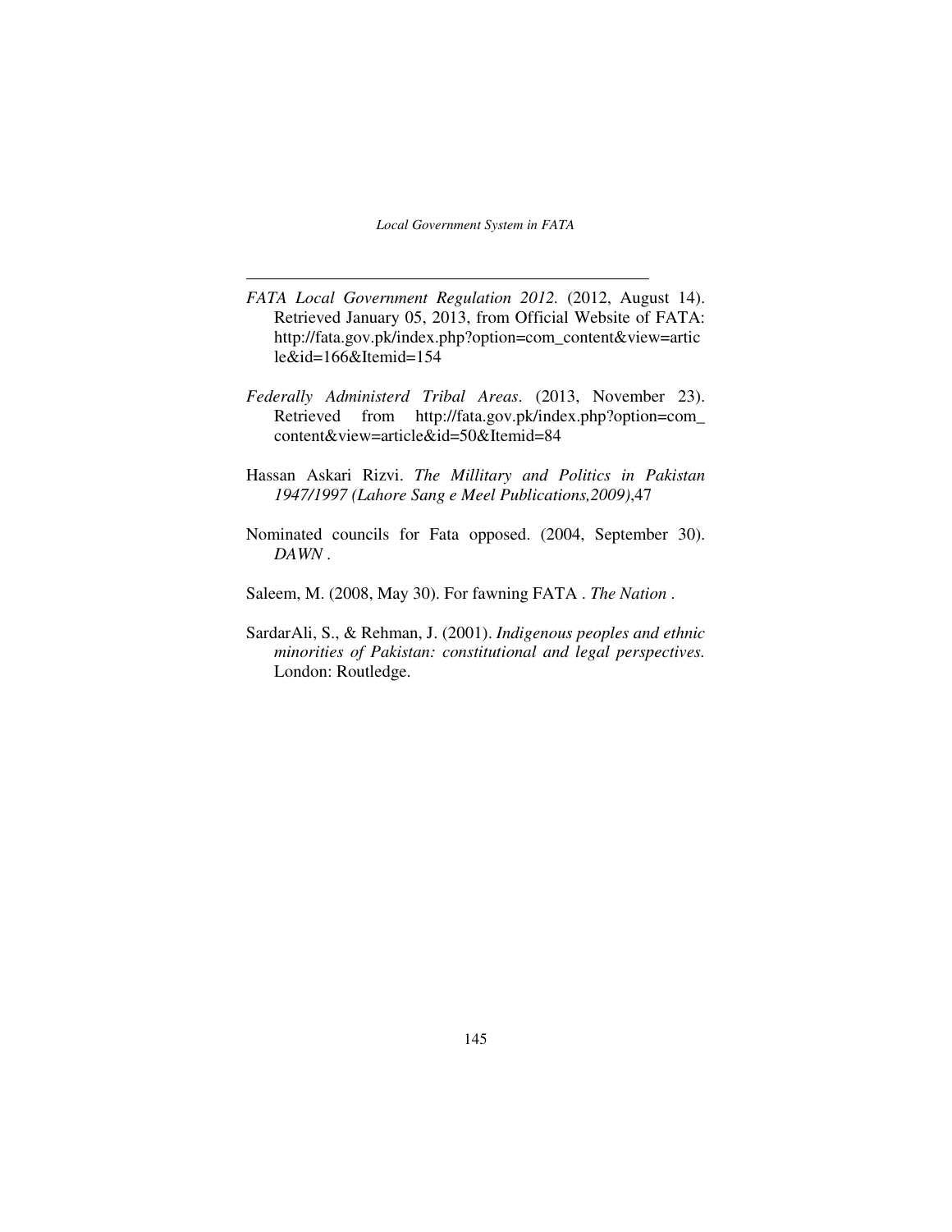*FATA Local Government Regulation 2012*. (2012, August 14). Retrieved January 05, 2013, from Official Website of FATA: http://fata.gov.pk/index.php?option=com_content&view=article&id=166&Itemid=154

*Federally Administerd Tribal Areas*. (2013, November 23). Retrieved from http://fata.gov.pk/index.php?option=com_content&view=article&id=50&Itemid=84

Hassan Askari Rizvi. *The Millitary and Politics in Pakistan 1947/1997 (Lahore Sang e Meel Publications,2009)*,47

Nominated councils for Fata opposed. (2004, September 30). *DAWN* .

Saleem, M. (2008, May 30). For fawning FATA . *The Nation* .

SardarAli, S., & Rehman, J. (2001). *Indigenous peoples and ethnic minorities of Pakistan: constitutional and legal perspectives*. London: Routledge.